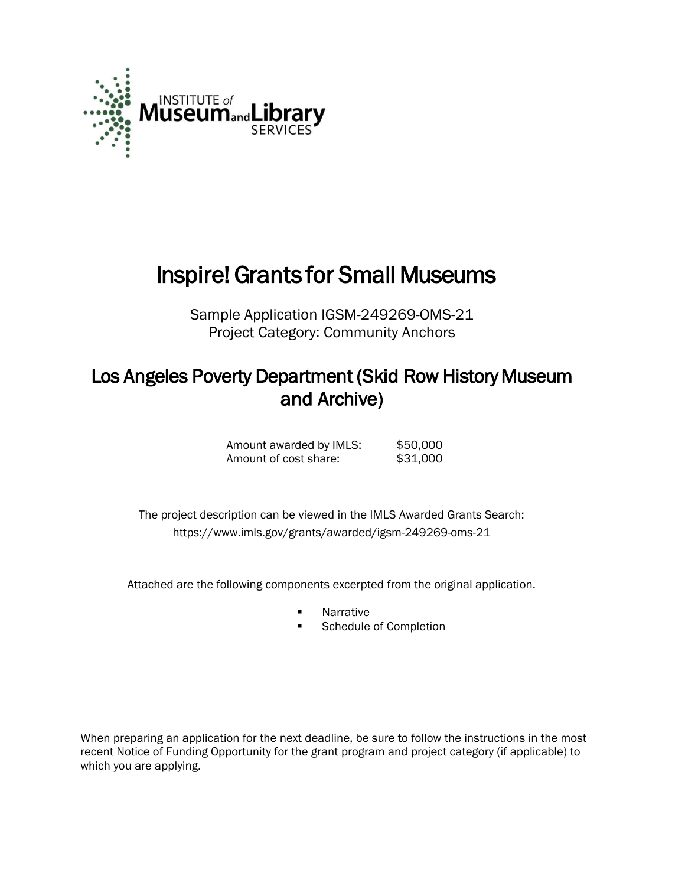INSTITUTE of Museum and Library SERVICES

# Inspire! Grants for Small Museums

Sample Application IGSM-249269-OMS-21
Project Category: Community Anchors

## Los Angeles Poverty Department (Skid Row History Museum and Archive)

| | |
|---|---|
| Amount awarded by IMLS: | $50,000 |
| Amount of cost share: | $31,000 |

The project description can be viewed in the IMLS Awarded Grants Search:
https://www.imls.gov/grants/awarded/igsm-249269-oms-21

Attached are the following components excerpted from the original application.

- Narrative
- Schedule of Completion

When preparing an application for the next deadline, be sure to follow the instructions in the most recent Notice of Funding Opportunity for the grant program and project category (if applicable) to which you are applying.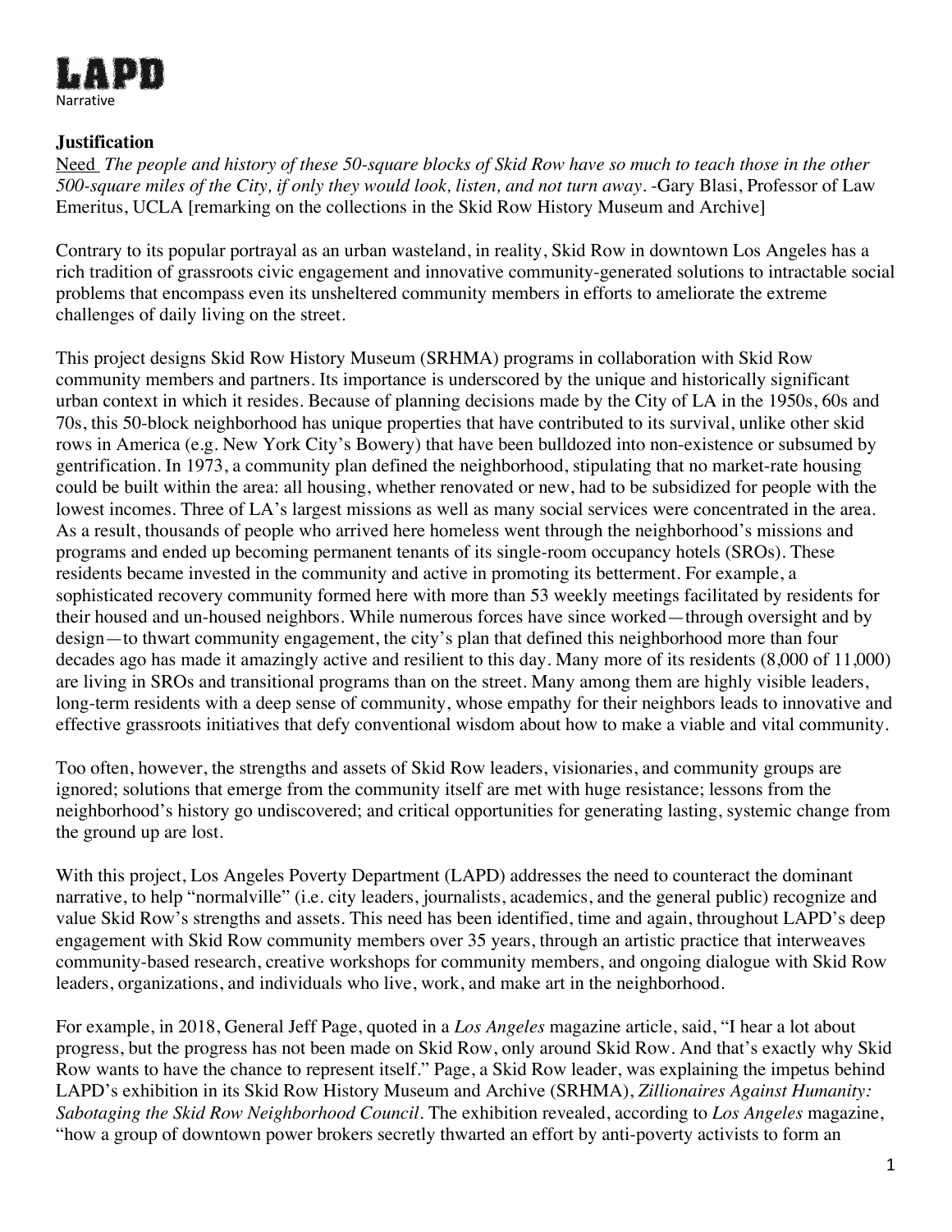**Justification**

Need *The people and history of these 50-square blocks of Skid Row have so much to teach those in the other 500-square miles of the City, if only they would look, listen, and not turn away*. -Gary Blasi, Professor of Law Emeritus, UCLA [remarking on the collections in the Skid Row History Museum and Archive]

Contrary to its popular portrayal as an urban wasteland, in reality, Skid Row in downtown Los Angeles has a rich tradition of grassroots civic engagement and innovative community-generated solutions to intractable social problems that encompass even its unsheltered community members in efforts to ameliorate the extreme challenges of daily living on the street.

This project designs Skid Row History Museum (SRHMA) programs in collaboration with Skid Row community members and partners. Its importance is underscored by the unique and historically significant urban context in which it resides. Because of planning decisions made by the City of LA in the 1950s, 60s and 70s, this 50-block neighborhood has unique properties that have contributed to its survival, unlike other skid rows in America (e.g. New York City's Bowery) that have been bulldozed into non-existence or subsumed by gentrification. In 1973, a community plan defined the neighborhood, stipulating that no market-rate housing could be built within the area: all housing, whether renovated or new, had to be subsidized for people with the lowest incomes. Three of LA's largest missions as well as many social services were concentrated in the area. As a result, thousands of people who arrived here homeless went through the neighborhood's missions and programs and ended up becoming permanent tenants of its single-room occupancy hotels (SROs). These residents became invested in the community and active in promoting its betterment. For example, a sophisticated recovery community formed here with more than 53 weekly meetings facilitated by residents for their housed and un-housed neighbors. While numerous forces have since worked—through oversight and by design—to thwart community engagement, the city's plan that defined this neighborhood more than four decades ago has made it amazingly active and resilient to this day. Many more of its residents (8,000 of 11,000) are living in SROs and transitional programs than on the street. Many among them are highly visible leaders, long-term residents with a deep sense of community, whose empathy for their neighbors leads to innovative and effective grassroots initiatives that defy conventional wisdom about how to make a viable and vital community.

Too often, however, the strengths and assets of Skid Row leaders, visionaries, and community groups are ignored; solutions that emerge from the community itself are met with huge resistance; lessons from the neighborhood's history go undiscovered; and critical opportunities for generating lasting, systemic change from the ground up are lost.

With this project, Los Angeles Poverty Department (LAPD) addresses the need to counteract the dominant narrative, to help "normalville" (i.e. city leaders, journalists, academics, and the general public) recognize and value Skid Row's strengths and assets. This need has been identified, time and again, throughout LAPD's deep engagement with Skid Row community members over 35 years, through an artistic practice that interweaves community-based research, creative workshops for community members, and ongoing dialogue with Skid Row leaders, organizations, and individuals who live, work, and make art in the neighborhood.

For example, in 2018, General Jeff Page, quoted in a *Los Angeles* magazine article, said, "I hear a lot about progress, but the progress has not been made on Skid Row, only around Skid Row. And that's exactly why Skid Row wants to have the chance to represent itself." Page, a Skid Row leader, was explaining the impetus behind LAPD's exhibition in its Skid Row History Museum and Archive (SRHMA), *Zillionaires Against Humanity: Sabotaging the Skid Row Neighborhood Council*. The exhibition revealed, according to *Los Angeles* magazine, "how a group of downtown power brokers secretly thwarted an effort by anti-poverty activists to form an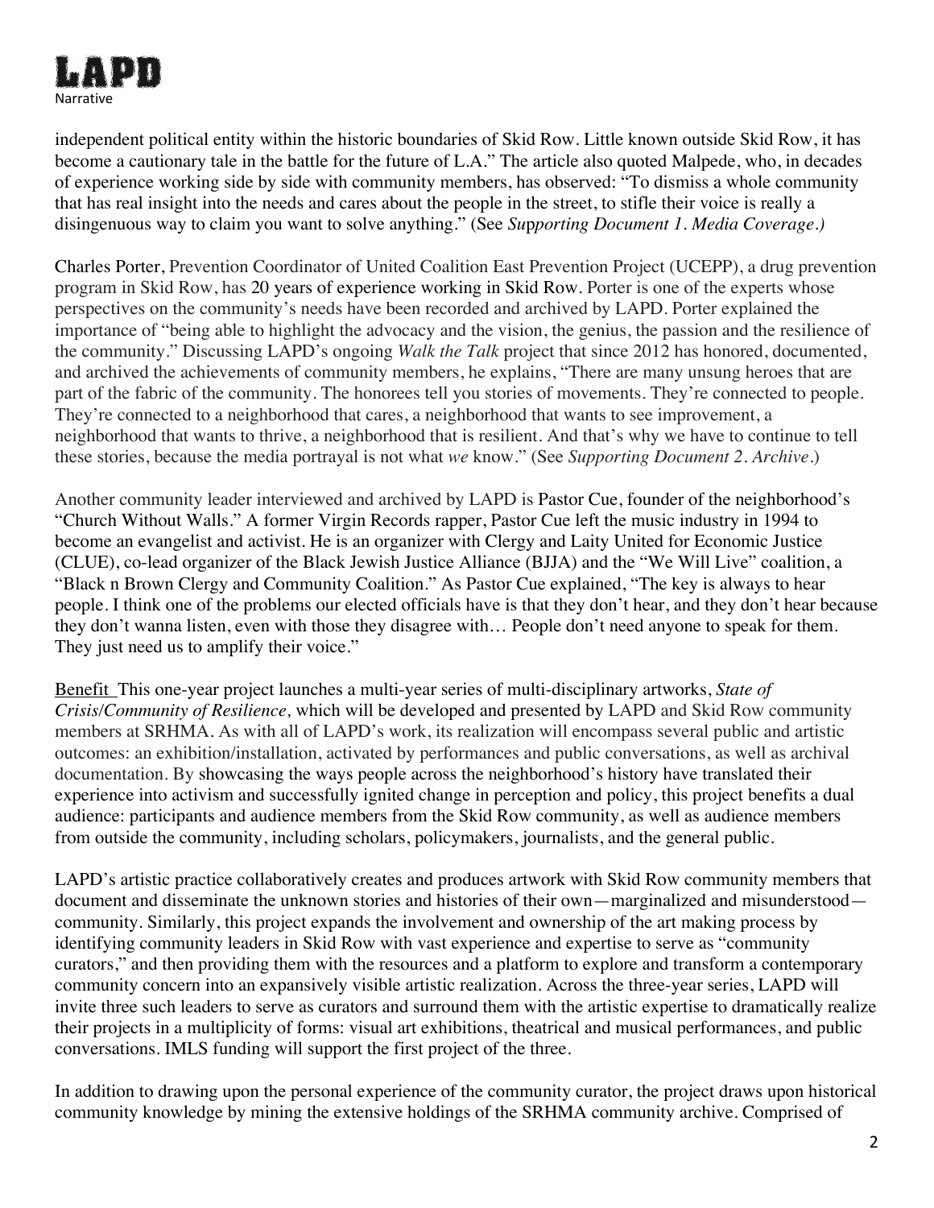independent political entity within the historic boundaries of Skid Row. Little known outside Skid Row, it has become a cautionary tale in the battle for the future of L.A." The article also quoted Malpede, who, in decades of experience working side by side with community members, has observed: "To dismiss a whole community that has real insight into the needs and cares about the people in the street, to stifle their voice is really a disingenuous way to claim you want to solve anything." (See *Supporting Document 1. Media Coverage.)*

Charles Porter, Prevention Coordinator of United Coalition East Prevention Project (UCEPP), a drug prevention program in Skid Row, has 20 years of experience working in Skid Row. Porter is one of the experts whose perspectives on the community's needs have been recorded and archived by LAPD. Porter explained the importance of "being able to highlight the advocacy and the vision, the genius, the passion and the resilience of the community." Discussing LAPD's ongoing *Walk the Talk* project that since 2012 has honored, documented, and archived the achievements of community members, he explains, "There are many unsung heroes that are part of the fabric of the community. The honorees tell you stories of movements. They're connected to people. They're connected to a neighborhood that cares, a neighborhood that wants to see improvement, a neighborhood that wants to thrive, a neighborhood that is resilient. And that's why we have to continue to tell these stories, because the media portrayal is not what *we* know." (See *Supporting Document 2. Archive*.)

Another community leader interviewed and archived by LAPD is Pastor Cue, founder of the neighborhood's "Church Without Walls." A former Virgin Records rapper, Pastor Cue left the music industry in 1994 to become an evangelist and activist. He is an organizer with Clergy and Laity United for Economic Justice (CLUE), co-lead organizer of the Black Jewish Justice Alliance (BJJA) and the "We Will Live" coalition, a "Black n Brown Clergy and Community Coalition." As Pastor Cue explained, "The key is always to hear people. I think one of the problems our elected officials have is that they don't hear, and they don't hear because they don't wanna listen, even with those they disagree with… People don't need anyone to speak for them. They just need us to amplify their voice."

<u>Benefit</u> This one-year project launches a multi-year series of multi-disciplinary artworks, *State of Crisis/Community of Resilience,* which will be developed and presented by LAPD and Skid Row community members at SRHMA. As with all of LAPD's work, its realization will encompass several public and artistic outcomes: an exhibition/installation, activated by performances and public conversations, as well as archival documentation. By showcasing the ways people across the neighborhood's history have translated their experience into activism and successfully ignited change in perception and policy, this project benefits a dual audience: participants and audience members from the Skid Row community, as well as audience members from outside the community, including scholars, policymakers, journalists, and the general public.

LAPD's artistic practice collaboratively creates and produces artwork with Skid Row community members that document and disseminate the unknown stories and histories of their own—marginalized and misunderstood—community. Similarly, this project expands the involvement and ownership of the art making process by identifying community leaders in Skid Row with vast experience and expertise to serve as "community curators," and then providing them with the resources and a platform to explore and transform a contemporary community concern into an expansively visible artistic realization. Across the three-year series, LAPD will invite three such leaders to serve as curators and surround them with the artistic expertise to dramatically realize their projects in a multiplicity of forms: visual art exhibitions, theatrical and musical performances, and public conversations. IMLS funding will support the first project of the three.

In addition to drawing upon the personal experience of the community curator, the project draws upon historical community knowledge by mining the extensive holdings of the SRHMA community archive. Comprised of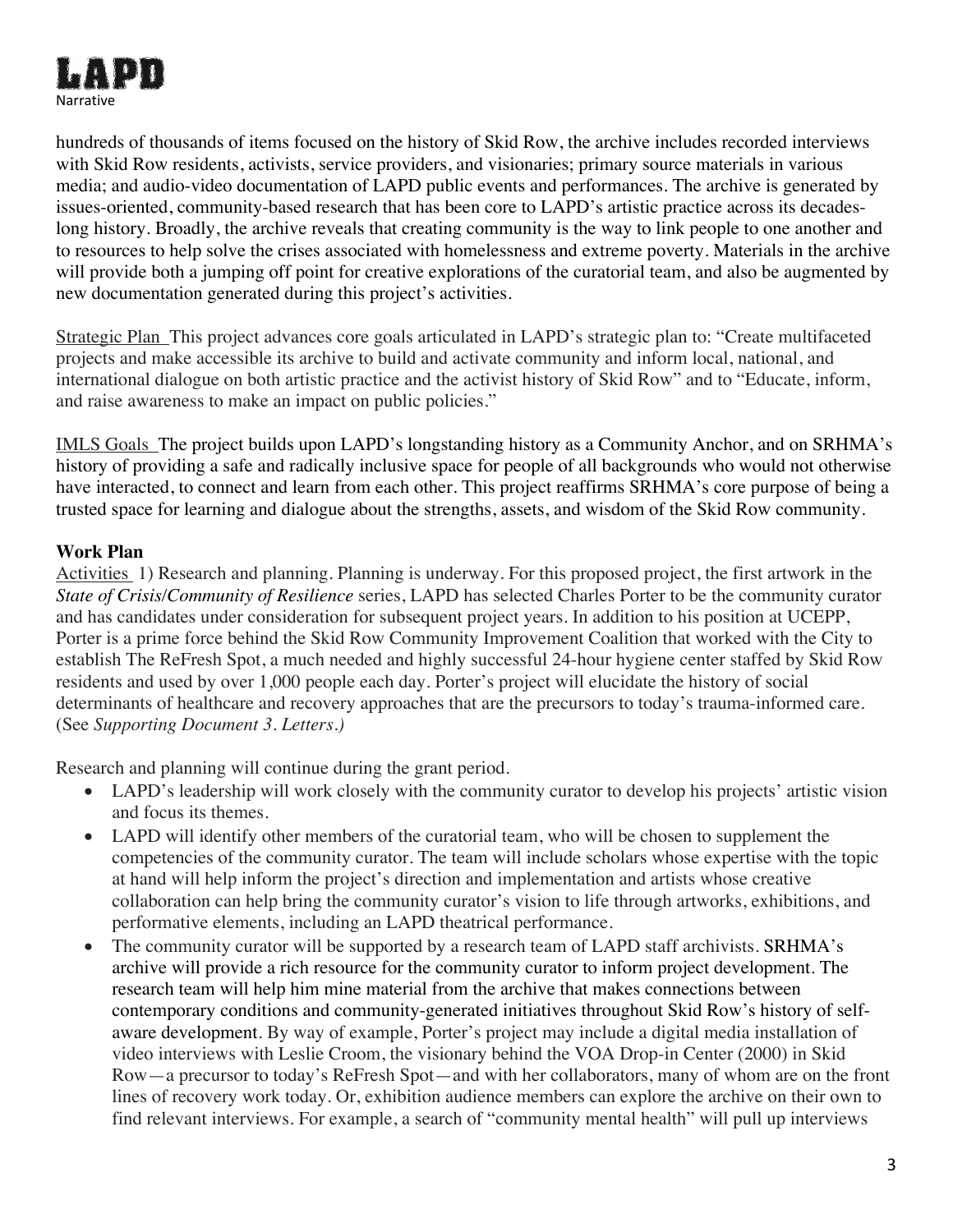hundreds of thousands of items focused on the history of Skid Row, the archive includes recorded interviews with Skid Row residents, activists, service providers, and visionaries; primary source materials in various media; and audio-video documentation of LAPD public events and performances. The archive is generated by issues-oriented, community-based research that has been core to LAPD's artistic practice across its decades-long history. Broadly, the archive reveals that creating community is the way to link people to one another and to resources to help solve the crises associated with homelessness and extreme poverty. Materials in the archive will provide both a jumping off point for creative explorations of the curatorial team, and also be augmented by new documentation generated during this project's activities.

<u>Strategic Plan</u> This project advances core goals articulated in LAPD's strategic plan to: "Create multifaceted projects and make accessible its archive to build and activate community and inform local, national, and international dialogue on both artistic practice and the activist history of Skid Row" and to "Educate, inform, and raise awareness to make an impact on public policies."

<u>IMLS Goals</u> The project builds upon LAPD's longstanding history as a Community Anchor, and on SRHMA's history of providing a safe and radically inclusive space for people of all backgrounds who would not otherwise have interacted, to connect and learn from each other. This project reaffirms SRHMA's core purpose of being a trusted space for learning and dialogue about the strengths, assets, and wisdom of the Skid Row community.

**Work Plan**

<u>Activities</u> 1) Research and planning. Planning is underway. For this proposed project, the first artwork in the *State of Crisis/Community of Resilience* series, LAPD has selected Charles Porter to be the community curator and has candidates under consideration for subsequent project years. In addition to his position at UCEPP, Porter is a prime force behind the Skid Row Community Improvement Coalition that worked with the City to establish The ReFresh Spot, a much needed and highly successful 24-hour hygiene center staffed by Skid Row residents and used by over 1,000 people each day. Porter's project will elucidate the history of social determinants of healthcare and recovery approaches that are the precursors to today's trauma-informed care. (See *Supporting Document 3. Letters.)*

Research and planning will continue during the grant period.

- LAPD's leadership will work closely with the community curator to develop his projects' artistic vision and focus its themes.
- LAPD will identify other members of the curatorial team, who will be chosen to supplement the competencies of the community curator. The team will include scholars whose expertise with the topic at hand will help inform the project's direction and implementation and artists whose creative collaboration can help bring the community curator's vision to life through artworks, exhibitions, and performative elements, including an LAPD theatrical performance.
- The community curator will be supported by a research team of LAPD staff archivists. SRHMA's archive will provide a rich resource for the community curator to inform project development. The research team will help him mine material from the archive that makes connections between contemporary conditions and community-generated initiatives throughout Skid Row's history of self-aware development. By way of example, Porter's project may include a digital media installation of video interviews with Leslie Croom, the visionary behind the VOA Drop-in Center (2000) in Skid Row—a precursor to today's ReFresh Spot—and with her collaborators, many of whom are on the front lines of recovery work today. Or, exhibition audience members can explore the archive on their own to find relevant interviews. For example, a search of "community mental health" will pull up interviews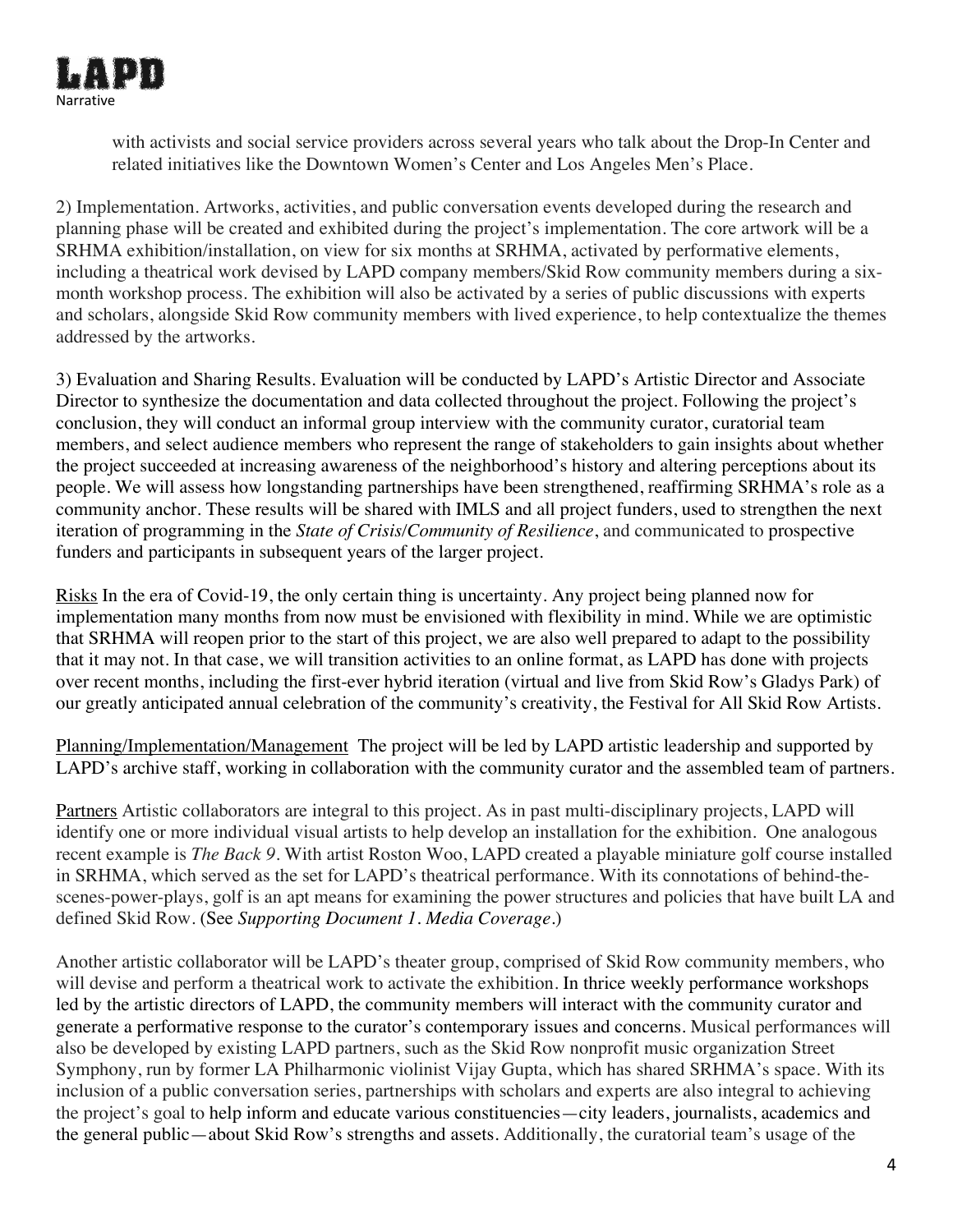with activists and social service providers across several years who talk about the Drop-In Center and related initiatives like the Downtown Women's Center and Los Angeles Men's Place.

2) Implementation. Artworks, activities, and public conversation events developed during the research and planning phase will be created and exhibited during the project's implementation. The core artwork will be a SRHMA exhibition/installation, on view for six months at SRHMA, activated by performative elements, including a theatrical work devised by LAPD company members/Skid Row community members during a six-month workshop process. The exhibition will also be activated by a series of public discussions with experts and scholars, alongside Skid Row community members with lived experience, to help contextualize the themes addressed by the artworks.

3) Evaluation and Sharing Results. Evaluation will be conducted by LAPD's Artistic Director and Associate Director to synthesize the documentation and data collected throughout the project. Following the project's conclusion, they will conduct an informal group interview with the community curator, curatorial team members, and select audience members who represent the range of stakeholders to gain insights about whether the project succeeded at increasing awareness of the neighborhood's history and altering perceptions about its people. We will assess how longstanding partnerships have been strengthened, reaffirming SRHMA's role as a community anchor. These results will be shared with IMLS and all project funders, used to strengthen the next iteration of programming in the *State of Crisis/Community of Resilience*, and communicated to prospective funders and participants in subsequent years of the larger project.

<u>Risks</u> In the era of Covid-19, the only certain thing is uncertainty. Any project being planned now for implementation many months from now must be envisioned with flexibility in mind. While we are optimistic that SRHMA will reopen prior to the start of this project, we are also well prepared to adapt to the possibility that it may not. In that case, we will transition activities to an online format, as LAPD has done with projects over recent months, including the first-ever hybrid iteration (virtual and live from Skid Row's Gladys Park) of our greatly anticipated annual celebration of the community's creativity, the Festival for All Skid Row Artists.

<u>Planning/Implementation/Management</u> The project will be led by LAPD artistic leadership and supported by LAPD's archive staff, working in collaboration with the community curator and the assembled team of partners.

<u>Partners</u> Artistic collaborators are integral to this project. As in past multi-disciplinary projects, LAPD will identify one or more individual visual artists to help develop an installation for the exhibition. One analogous recent example is *The Back 9*. With artist Roston Woo, LAPD created a playable miniature golf course installed in SRHMA, which served as the set for LAPD's theatrical performance. With its connotations of behind-the-scenes-power-plays, golf is an apt means for examining the power structures and policies that have built LA and defined Skid Row. (See *Supporting Document 1. Media Coverage*.)

Another artistic collaborator will be LAPD's theater group, comprised of Skid Row community members, who will devise and perform a theatrical work to activate the exhibition. In thrice weekly performance workshops led by the artistic directors of LAPD, the community members will interact with the community curator and generate a performative response to the curator's contemporary issues and concerns. Musical performances will also be developed by existing LAPD partners, such as the Skid Row nonprofit music organization Street Symphony, run by former LA Philharmonic violinist Vijay Gupta, which has shared SRHMA's space. With its inclusion of a public conversation series, partnerships with scholars and experts are also integral to achieving the project's goal to help inform and educate various constituencies—city leaders, journalists, academics and the general public—about Skid Row's strengths and assets. Additionally, the curatorial team's usage of the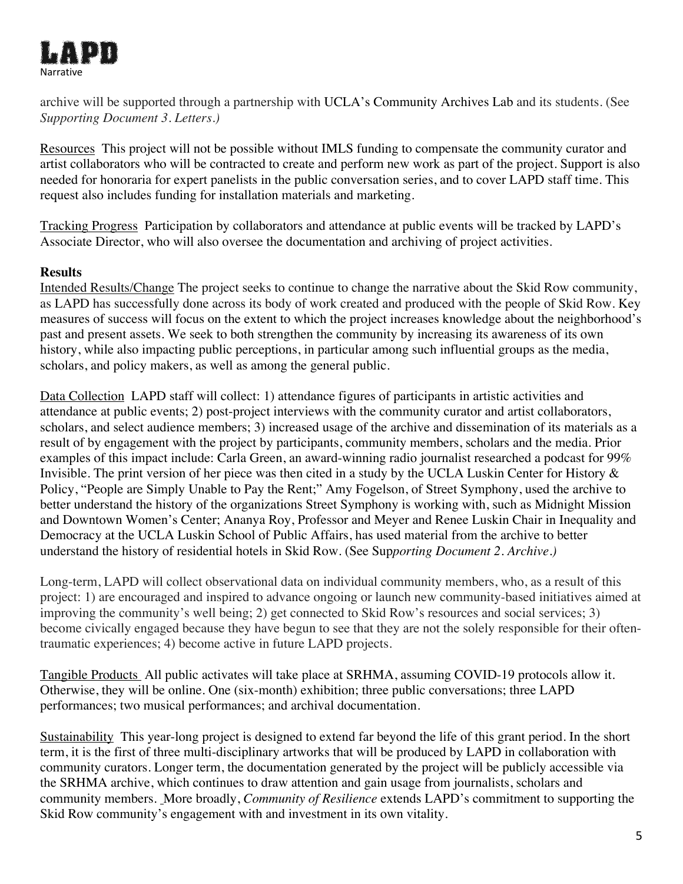archive will be supported through a partnership with UCLA's Community Archives Lab and its students. (See *Supporting Document 3. Letters.)*

Resources This project will not be possible without IMLS funding to compensate the community curator and artist collaborators who will be contracted to create and perform new work as part of the project. Support is also needed for honoraria for expert panelists in the public conversation series, and to cover LAPD staff time. This request also includes funding for installation materials and marketing.

Tracking Progress Participation by collaborators and attendance at public events will be tracked by LAPD's Associate Director, who will also oversee the documentation and archiving of project activities.

**Results**

Intended Results/Change The project seeks to continue to change the narrative about the Skid Row community, as LAPD has successfully done across its body of work created and produced with the people of Skid Row. Key measures of success will focus on the extent to which the project increases knowledge about the neighborhood's past and present assets. We seek to both strengthen the community by increasing its awareness of its own history, while also impacting public perceptions, in particular among such influential groups as the media, scholars, and policy makers, as well as among the general public.

Data Collection LAPD staff will collect: 1) attendance figures of participants in artistic activities and attendance at public events; 2) post-project interviews with the community curator and artist collaborators, scholars, and select audience members; 3) increased usage of the archive and dissemination of its materials as a result of by engagement with the project by participants, community members, scholars and the media. Prior examples of this impact include: Carla Green, an award-winning radio journalist researched a podcast for 99% Invisible. The print version of her piece was then cited in a study by the UCLA Luskin Center for History & Policy, "People are Simply Unable to Pay the Rent;" Amy Fogelson, of Street Symphony, used the archive to better understand the history of the organizations Street Symphony is working with, such as Midnight Mission and Downtown Women's Center; Ananya Roy, Professor and Meyer and Renee Luskin Chair in Inequality and Democracy at the UCLA Luskin School of Public Affairs, has used material from the archive to better understand the history of residential hotels in Skid Row. (See Su*pporting Document 2. Archive.)*

Long-term, LAPD will collect observational data on individual community members, who, as a result of this project: 1) are encouraged and inspired to advance ongoing or launch new community-based initiatives aimed at improving the community's well being; 2) get connected to Skid Row's resources and social services; 3) become civically engaged because they have begun to see that they are not the solely responsible for their often-traumatic experiences; 4) become active in future LAPD projects.

Tangible Products All public activates will take place at SRHMA, assuming COVID-19 protocols allow it. Otherwise, they will be online. One (six-month) exhibition; three public conversations; three LAPD performances; two musical performances; and archival documentation.

Sustainability This year-long project is designed to extend far beyond the life of this grant period. In the short term, it is the first of three multi-disciplinary artworks that will be produced by LAPD in collaboration with community curators. Longer term, the documentation generated by the project will be publicly accessible via the SRHMA archive, which continues to draw attention and gain usage from journalists, scholars and community members. More broadly, *Community of Resilience* extends LAPD's commitment to supporting the Skid Row community's engagement with and investment in its own vitality.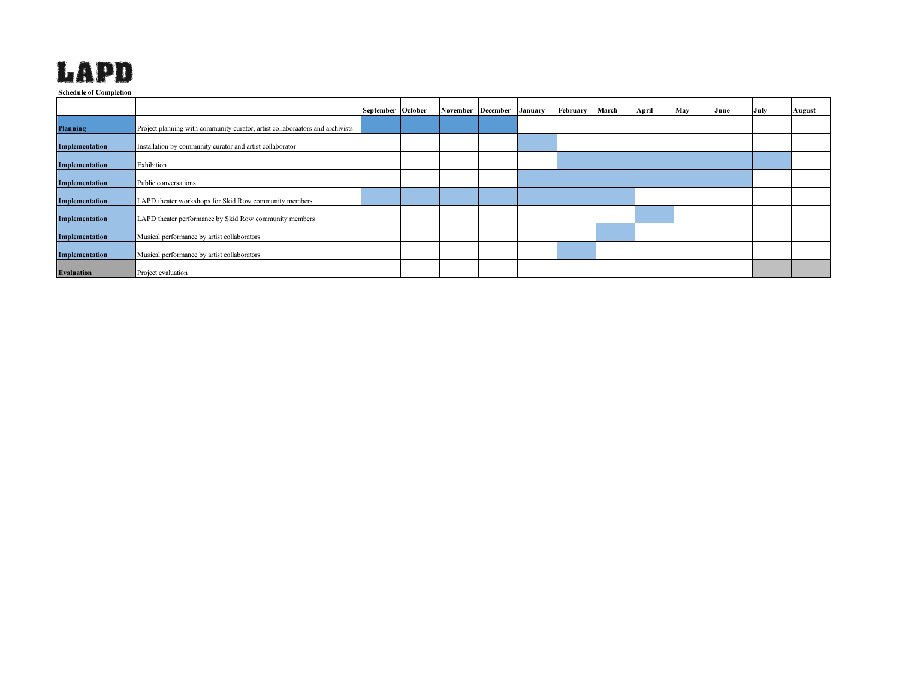# LAPD

**Schedule of Completion**

| | | September | October | November | December | January | February | March | April | May | June | July | August |
|---|---|---|---|---|---|---|---|---|---|---|---|---|---|
| **Planning** | Project planning with community curator, artist collaboraators and archivists | ■ | ■ | ■ | ■ | | | | | | | | |
| **Implementation** | Installation by community curator and artist collaborator | | | | | ■ | | | | | | | |
| **Implementation** | Exhibition | | | | | | ■ | ■ | ■ | ■ | ■ | ■ | |
| **Implementation** | Public conversations | | | | | ■ | ■ | ■ | ■ | ■ | ■ | | |
| **Implementation** | LAPD theater workshops for Skid Row community members | ■ | ■ | ■ | ■ | ■ | ■ | ■ | | | | | |
| **Implementation** | LAPD theater performance by Skid Row community members | | | | | | | | ■ | | | | |
| **Implementation** | Musical performance by artist collaborators | | | | | | | ■ | | | | | |
| **Implementation** | Musical performance by artist collaborators | | | | | | ■ | | | | | | |
| **Evaluation** | Project evaluation | | | | | | | | | | | ■ | ■ |